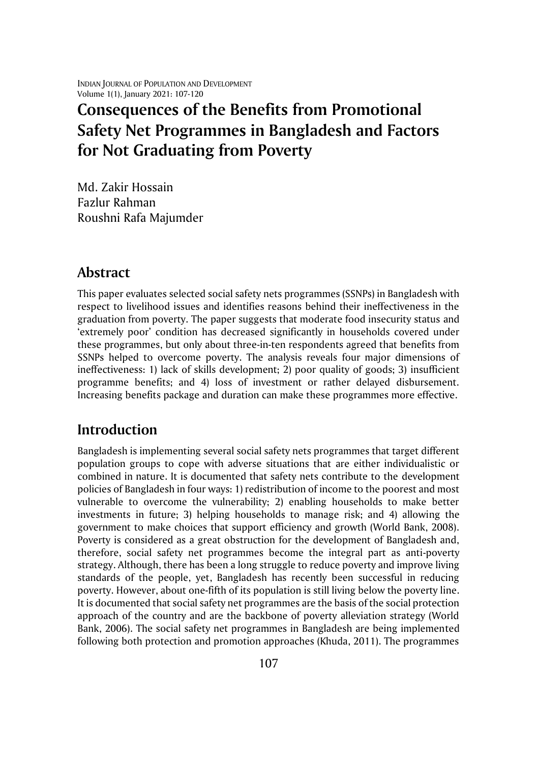# Consequences of the Benefits from Promotional Safety Net Programmes in Bangladesh and Factors for Not Graduating from Poverty

Md. Zakir Hossain
Fazlur Rahman
Roushni Rafa Majumder

## Abstract

This paper evaluates selected social safety nets programmes (SSNPs) in Bangladesh with respect to livelihood issues and identifies reasons behind their ineffectiveness in the graduation from poverty. The paper suggests that moderate food insecurity status and 'extremely poor' condition has decreased significantly in households covered under these programmes, but only about three-in-ten respondents agreed that benefits from SSNPs helped to overcome poverty. The analysis reveals four major dimensions of ineffectiveness: 1) lack of skills development; 2) poor quality of goods; 3) insufficient programme benefits; and 4) loss of investment or rather delayed disbursement. Increasing benefits package and duration can make these programmes more effective.

## Introduction

Bangladesh is implementing several social safety nets programmes that target different population groups to cope with adverse situations that are either individualistic or combined in nature. It is documented that safety nets contribute to the development policies of Bangladesh in four ways: 1) redistribution of income to the poorest and most vulnerable to overcome the vulnerability; 2) enabling households to make better investments in future; 3) helping households to manage risk; and 4) allowing the government to make choices that support efficiency and growth (World Bank, 2008). Poverty is considered as a great obstruction for the development of Bangladesh and, therefore, social safety net programmes become the integral part as anti-poverty strategy. Although, there has been a long struggle to reduce poverty and improve living standards of the people, yet, Bangladesh has recently been successful in reducing poverty. However, about one-fifth of its population is still living below the poverty line. It is documented that social safety net programmes are the basis of the social protection approach of the country and are the backbone of poverty alleviation strategy (World Bank, 2006). The social safety net programmes in Bangladesh are being implemented following both protection and promotion approaches (Khuda, 2011). The programmes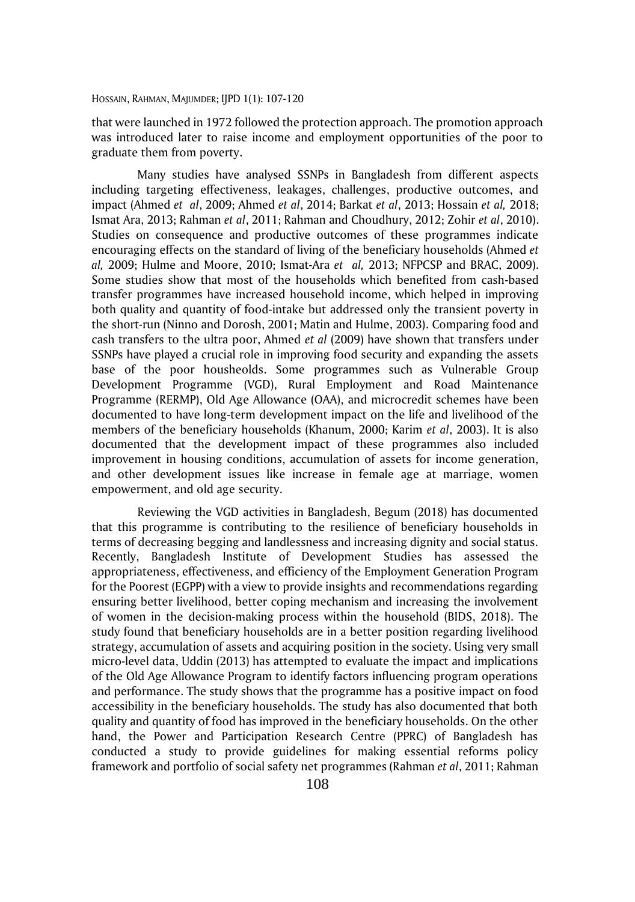that were launched in 1972 followed the protection approach. The promotion approach was introduced later to raise income and employment opportunities of the poor to graduate them from poverty.

Many studies have analysed SSNPs in Bangladesh from different aspects including targeting effectiveness, leakages, challenges, productive outcomes, and impact (Ahmed *et al*, 2009; Ahmed *et al*, 2014; Barkat *et al*, 2013; Hossain *et al,* 2018; Ismat Ara, 2013; Rahman *et al*, 2011; Rahman and Choudhury, 2012; Zohir *et al*, 2010). Studies on consequence and productive outcomes of these programmes indicate encouraging effects on the standard of living of the beneficiary households (Ahmed *et al,* 2009; Hulme and Moore, 2010; Ismat-Ara *et al,* 2013; NFPCSP and BRAC, 2009). Some studies show that most of the households which benefited from cash-based transfer programmes have increased household income, which helped in improving both quality and quantity of food-intake but addressed only the transient poverty in the short-run (Ninno and Dorosh, 2001; Matin and Hulme, 2003). Comparing food and cash transfers to the ultra poor, Ahmed *et al* (2009) have shown that transfers under SSNPs have played a crucial role in improving food security and expanding the assets base of the poor housheolds. Some programmes such as Vulnerable Group Development Programme (VGD), Rural Employment and Road Maintenance Programme (RERMP), Old Age Allowance (OAA), and microcredit schemes have been documented to have long-term development impact on the life and livelihood of the members of the beneficiary households (Khanum, 2000; Karim *et al*, 2003). It is also documented that the development impact of these programmes also included improvement in housing conditions, accumulation of assets for income generation, and other development issues like increase in female age at marriage, women empowerment, and old age security.

Reviewing the VGD activities in Bangladesh, Begum (2018) has documented that this programme is contributing to the resilience of beneficiary households in terms of decreasing begging and landlessness and increasing dignity and social status. Recently, Bangladesh Institute of Development Studies has assessed the appropriateness, effectiveness, and efficiency of the Employment Generation Program for the Poorest (EGPP) with a view to provide insights and recommendations regarding ensuring better livelihood, better coping mechanism and increasing the involvement of women in the decision-making process within the household (BIDS, 2018). The study found that beneficiary households are in a better position regarding livelihood strategy, accumulation of assets and acquiring position in the society. Using very small micro-level data, Uddin (2013) has attempted to evaluate the impact and implications of the Old Age Allowance Program to identify factors influencing program operations and performance. The study shows that the programme has a positive impact on food accessibility in the beneficiary households. The study has also documented that both quality and quantity of food has improved in the beneficiary households. On the other hand, the Power and Participation Research Centre (PPRC) of Bangladesh has conducted a study to provide guidelines for making essential reforms policy framework and portfolio of social safety net programmes (Rahman *et al*, 2011; Rahman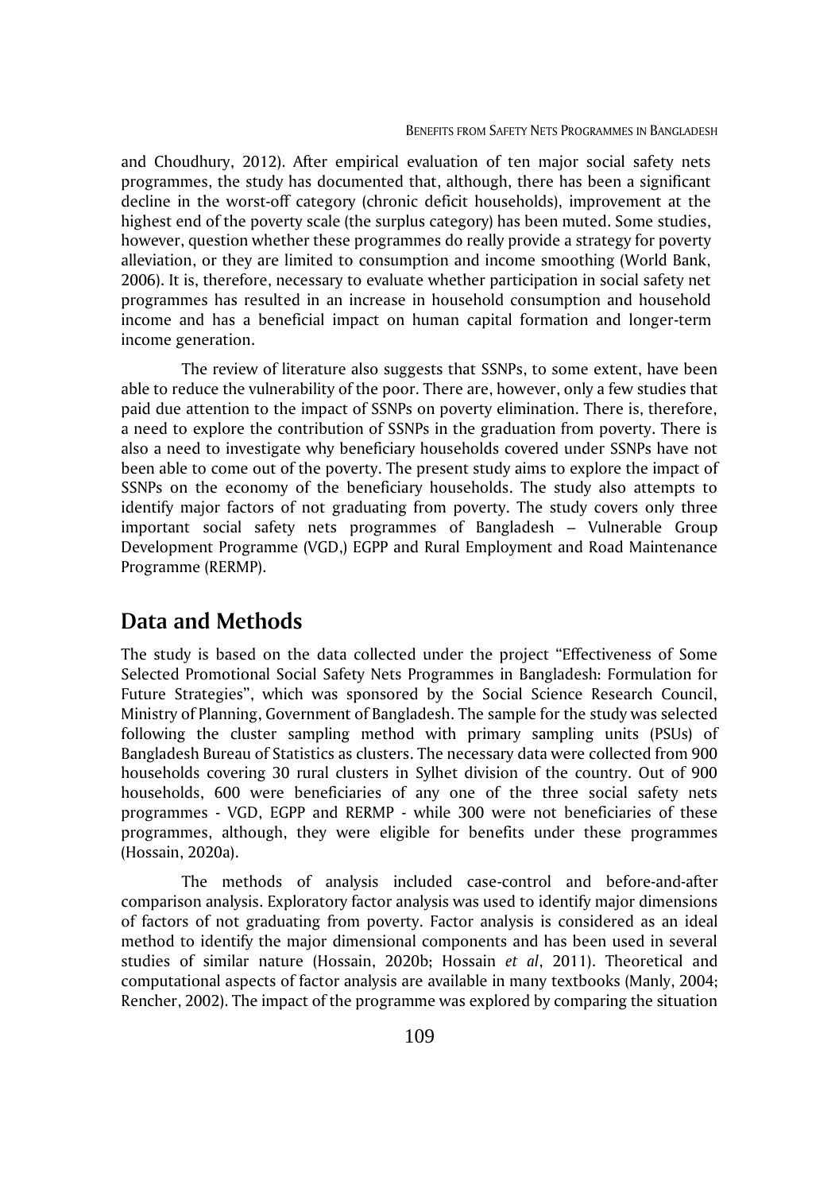and Choudhury, 2012). After empirical evaluation of ten major social safety nets programmes, the study has documented that, although, there has been a significant decline in the worst-off category (chronic deficit households), improvement at the highest end of the poverty scale (the surplus category) has been muted. Some studies, however, question whether these programmes do really provide a strategy for poverty alleviation, or they are limited to consumption and income smoothing (World Bank, 2006). It is, therefore, necessary to evaluate whether participation in social safety net programmes has resulted in an increase in household consumption and household income and has a beneficial impact on human capital formation and longer-term income generation.

The review of literature also suggests that SSNPs, to some extent, have been able to reduce the vulnerability of the poor. There are, however, only a few studies that paid due attention to the impact of SSNPs on poverty elimination. There is, therefore, a need to explore the contribution of SSNPs in the graduation from poverty. There is also a need to investigate why beneficiary households covered under SSNPs have not been able to come out of the poverty. The present study aims to explore the impact of SSNPs on the economy of the beneficiary households. The study also attempts to identify major factors of not graduating from poverty. The study covers only three important social safety nets programmes of Bangladesh – Vulnerable Group Development Programme (VGD,) EGPP and Rural Employment and Road Maintenance Programme (RERMP).

## Data and Methods

The study is based on the data collected under the project "Effectiveness of Some Selected Promotional Social Safety Nets Programmes in Bangladesh: Formulation for Future Strategies", which was sponsored by the Social Science Research Council, Ministry of Planning, Government of Bangladesh. The sample for the study was selected following the cluster sampling method with primary sampling units (PSUs) of Bangladesh Bureau of Statistics as clusters. The necessary data were collected from 900 households covering 30 rural clusters in Sylhet division of the country. Out of 900 households, 600 were beneficiaries of any one of the three social safety nets programmes - VGD, EGPP and RERMP - while 300 were not beneficiaries of these programmes, although, they were eligible for benefits under these programmes (Hossain, 2020a).

The methods of analysis included case-control and before-and-after comparison analysis. Exploratory factor analysis was used to identify major dimensions of factors of not graduating from poverty. Factor analysis is considered as an ideal method to identify the major dimensional components and has been used in several studies of similar nature (Hossain, 2020b; Hossain *et al*, 2011). Theoretical and computational aspects of factor analysis are available in many textbooks (Manly, 2004; Rencher, 2002). The impact of the programme was explored by comparing the situation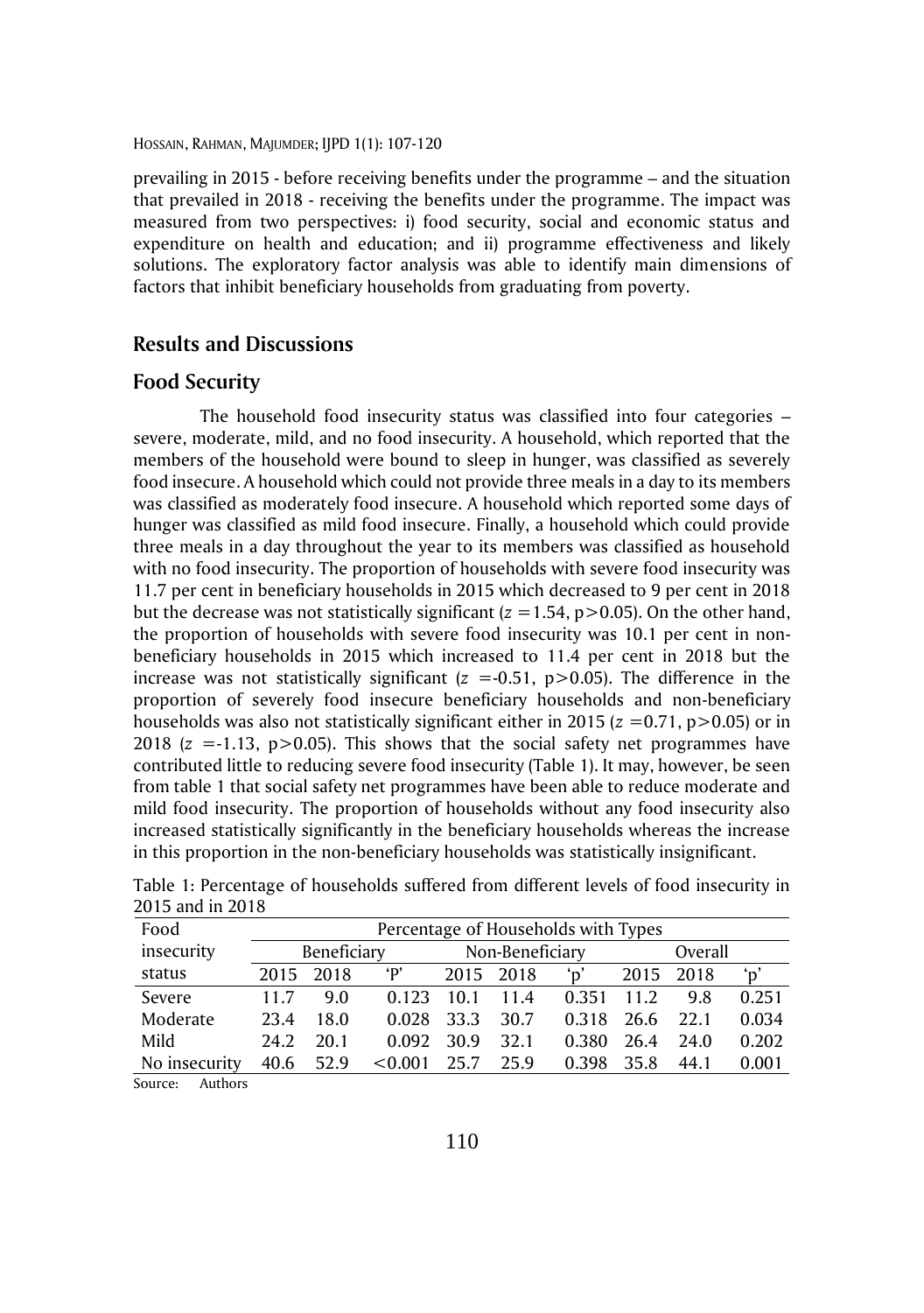prevailing in 2015 - before receiving benefits under the programme – and the situation that prevailed in 2018 - receiving the benefits under the programme. The impact was measured from two perspectives: i) food security, social and economic status and expenditure on health and education; and ii) programme effectiveness and likely solutions. The exploratory factor analysis was able to identify main dimensions of factors that inhibit beneficiary households from graduating from poverty.

## Results and Discussions

### Food Security

The household food insecurity status was classified into four categories – severe, moderate, mild, and no food insecurity. A household, which reported that the members of the household were bound to sleep in hunger, was classified as severely food insecure. A household which could not provide three meals in a day to its members was classified as moderately food insecure. A household which reported some days of hunger was classified as mild food insecure. Finally, a household which could provide three meals in a day throughout the year to its members was classified as household with no food insecurity. The proportion of households with severe food insecurity was 11.7 per cent in beneficiary households in 2015 which decreased to 9 per cent in 2018 but the decrease was not statistically significant ($z = 1.54$, $p > 0.05$). On the other hand, the proportion of households with severe food insecurity was 10.1 per cent in non-beneficiary households in 2015 which increased to 11.4 per cent in 2018 but the increase was not statistically significant ($z = -0.51$, $p > 0.05$). The difference in the proportion of severely food insecure beneficiary households and non-beneficiary households was also not statistically significant either in 2015 ($z = 0.71$, $p > 0.05$) or in 2018 ($z = -1.13$, $p > 0.05$). This shows that the social safety net programmes have contributed little to reducing severe food insecurity (Table 1). It may, however, be seen from table 1 that social safety net programmes have been able to reduce moderate and mild food insecurity. The proportion of households without any food insecurity also increased statistically significantly in the beneficiary households whereas the increase in this proportion in the non-beneficiary households was statistically insignificant.

Table 1: Percentage of households suffered from different levels of food insecurity in 2015 and in 2018

| Food insecurity status | Percentage of Households with Types | | | | | | | | |
|---|---|---|---|---|---|---|---|---|---|
| | Beneficiary | | | Non-Beneficiary | | | Overall | | |
| | 2015 | 2018 | 'P' | 2015 | 2018 | 'p' | 2015 | 2018 | 'p' |
| Severe | 11.7 | 9.0 | 0.123 | 10.1 | 11.4 | 0.351 | 11.2 | 9.8 | 0.251 |
| Moderate | 23.4 | 18.0 | 0.028 | 33.3 | 30.7 | 0.318 | 26.6 | 22.1 | 0.034 |
| Mild | 24.2 | 20.1 | 0.092 | 30.9 | 32.1 | 0.380 | 26.4 | 24.0 | 0.202 |
| No insecurity | 40.6 | 52.9 | <0.001 | 25.7 | 25.9 | 0.398 | 35.8 | 44.1 | 0.001 |

Source: Authors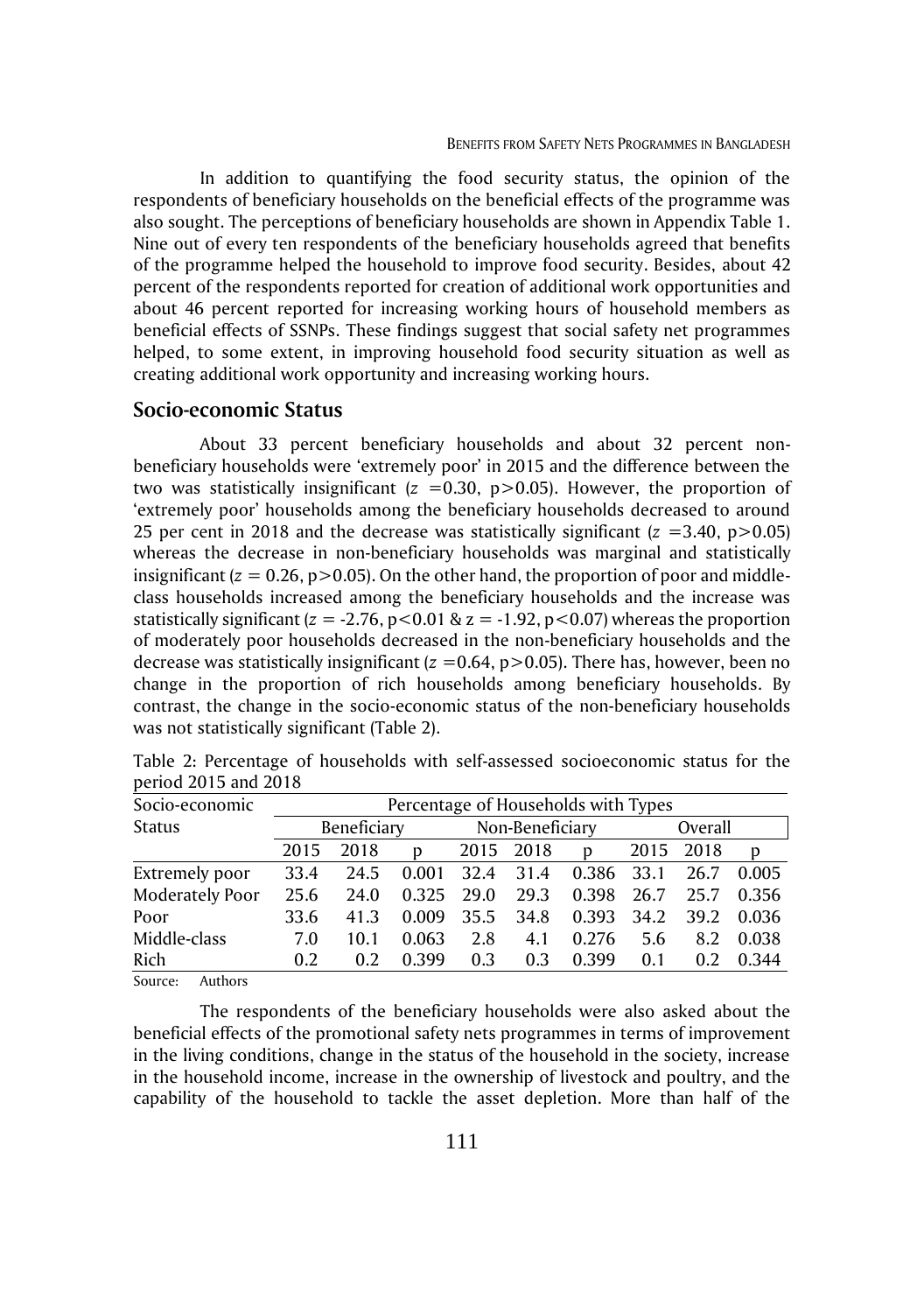In addition to quantifying the food security status, the opinion of the respondents of beneficiary households on the beneficial effects of the programme was also sought. The perceptions of beneficiary households are shown in Appendix Table 1. Nine out of every ten respondents of the beneficiary households agreed that benefits of the programme helped the household to improve food security. Besides, about 42 percent of the respondents reported for creation of additional work opportunities and about 46 percent reported for increasing working hours of household members as beneficial effects of SSNPs. These findings suggest that social safety net programmes helped, to some extent, in improving household food security situation as well as creating additional work opportunity and increasing working hours.

## Socio-economic Status

About 33 percent beneficiary households and about 32 percent non-beneficiary households were 'extremely poor' in 2015 and the difference between the two was statistically insignificant ($z = 0.30$, $p > 0.05$). However, the proportion of 'extremely poor' households among the beneficiary households decreased to around 25 per cent in 2018 and the decrease was statistically significant ($z = 3.40$, $p > 0.05$) whereas the decrease in non-beneficiary households was marginal and statistically insignificant ($z = 0.26$, $p > 0.05$). On the other hand, the proportion of poor and middle-class households increased among the beneficiary households and the increase was statistically significant ($z = -2.76$, $p < 0.01$ & $z = -1.92$, $p < 0.07$) whereas the proportion of moderately poor households decreased in the non-beneficiary households and the decrease was statistically insignificant ($z = 0.64$, $p > 0.05$). There has, however, been no change in the proportion of rich households among beneficiary households. By contrast, the change in the socio-economic status of the non-beneficiary households was not statistically significant (Table 2).

Table 2: Percentage of households with self-assessed socioeconomic status for the period 2015 and 2018

| Socio-economic Status | Percentage of Households with Types | | | | | | | | |
|---|---|---|---|---|---|---|---|---|---|
| | Beneficiary | | | Non-Beneficiary | | | Overall | | |
| | 2015 | 2018 | p | 2015 | 2018 | p | 2015 | 2018 | p |
| Extremely poor | 33.4 | 24.5 | 0.001 | 32.4 | 31.4 | 0.386 | 33.1 | 26.7 | 0.005 |
| Moderately Poor | 25.6 | 24.0 | 0.325 | 29.0 | 29.3 | 0.398 | 26.7 | 25.7 | 0.356 |
| Poor | 33.6 | 41.3 | 0.009 | 35.5 | 34.8 | 0.393 | 34.2 | 39.2 | 0.036 |
| Middle-class | 7.0 | 10.1 | 0.063 | 2.8 | 4.1 | 0.276 | 5.6 | 8.2 | 0.038 |
| Rich | 0.2 | 0.2 | 0.399 | 0.3 | 0.3 | 0.399 | 0.1 | 0.2 | 0.344 |

Source: Authors

The respondents of the beneficiary households were also asked about the beneficial effects of the promotional safety nets programmes in terms of improvement in the living conditions, change in the status of the household in the society, increase in the household income, increase in the ownership of livestock and poultry, and the capability of the household to tackle the asset depletion. More than half of the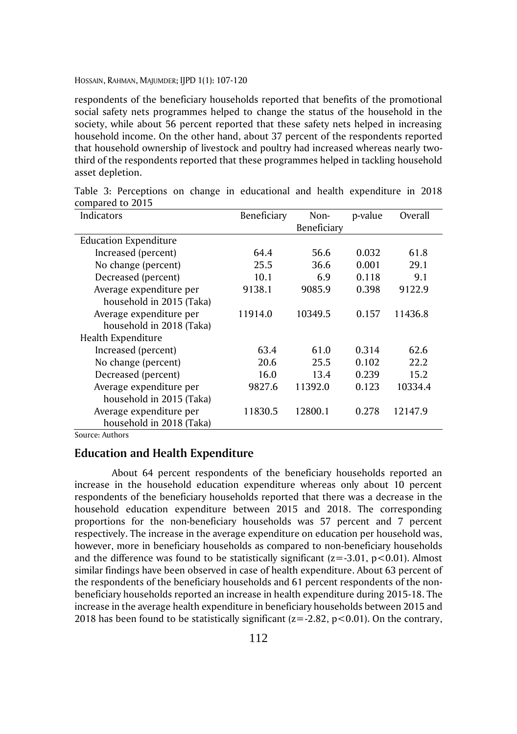respondents of the beneficiary households reported that benefits of the promotional social safety nets programmes helped to change the status of the household in the society, while about 56 percent reported that these safety nets helped in increasing household income. On the other hand, about 37 percent of the respondents reported that household ownership of livestock and poultry had increased whereas nearly two-third of the respondents reported that these programmes helped in tackling household asset depletion.

Table 3: Perceptions on change in educational and health expenditure in 2018 compared to 2015

| Indicators | Beneficiary | Non-Beneficiary | p-value | Overall |
|---|---|---|---|---|
| Education Expenditure | | | | |
| Increased (percent) | 64.4 | 56.6 | 0.032 | 61.8 |
| No change (percent) | 25.5 | 36.6 | 0.001 | 29.1 |
| Decreased (percent) | 10.1 | 6.9 | 0.118 | 9.1 |
| Average expenditure per household in 2015 (Taka) | 9138.1 | 9085.9 | 0.398 | 9122.9 |
| Average expenditure per household in 2018 (Taka) | 11914.0 | 10349.5 | 0.157 | 11436.8 |
| Health Expenditure | | | | |
| Increased (percent) | 63.4 | 61.0 | 0.314 | 62.6 |
| No change (percent) | 20.6 | 25.5 | 0.102 | 22.2 |
| Decreased (percent) | 16.0 | 13.4 | 0.239 | 15.2 |
| Average expenditure per household in 2015 (Taka) | 9827.6 | 11392.0 | 0.123 | 10334.4 |
| Average expenditure per household in 2018 (Taka) | 11830.5 | 12800.1 | 0.278 | 12147.9 |

Source: Authors

## Education and Health Expenditure

About 64 percent respondents of the beneficiary households reported an increase in the household education expenditure whereas only about 10 percent respondents of the beneficiary households reported that there was a decrease in the household education expenditure between 2015 and 2018. The corresponding proportions for the non-beneficiary households was 57 percent and 7 percent respectively. The increase in the average expenditure on education per household was, however, more in beneficiary households as compared to non-beneficiary households and the difference was found to be statistically significant ($z=-3.01$, $p<0.01$). Almost similar findings have been observed in case of health expenditure. About 63 percent of the respondents of the beneficiary households and 61 percent respondents of the non-beneficiary households reported an increase in health expenditure during 2015-18. The increase in the average health expenditure in beneficiary households between 2015 and 2018 has been found to be statistically significant ($z=-2.82$, $p<0.01$). On the contrary,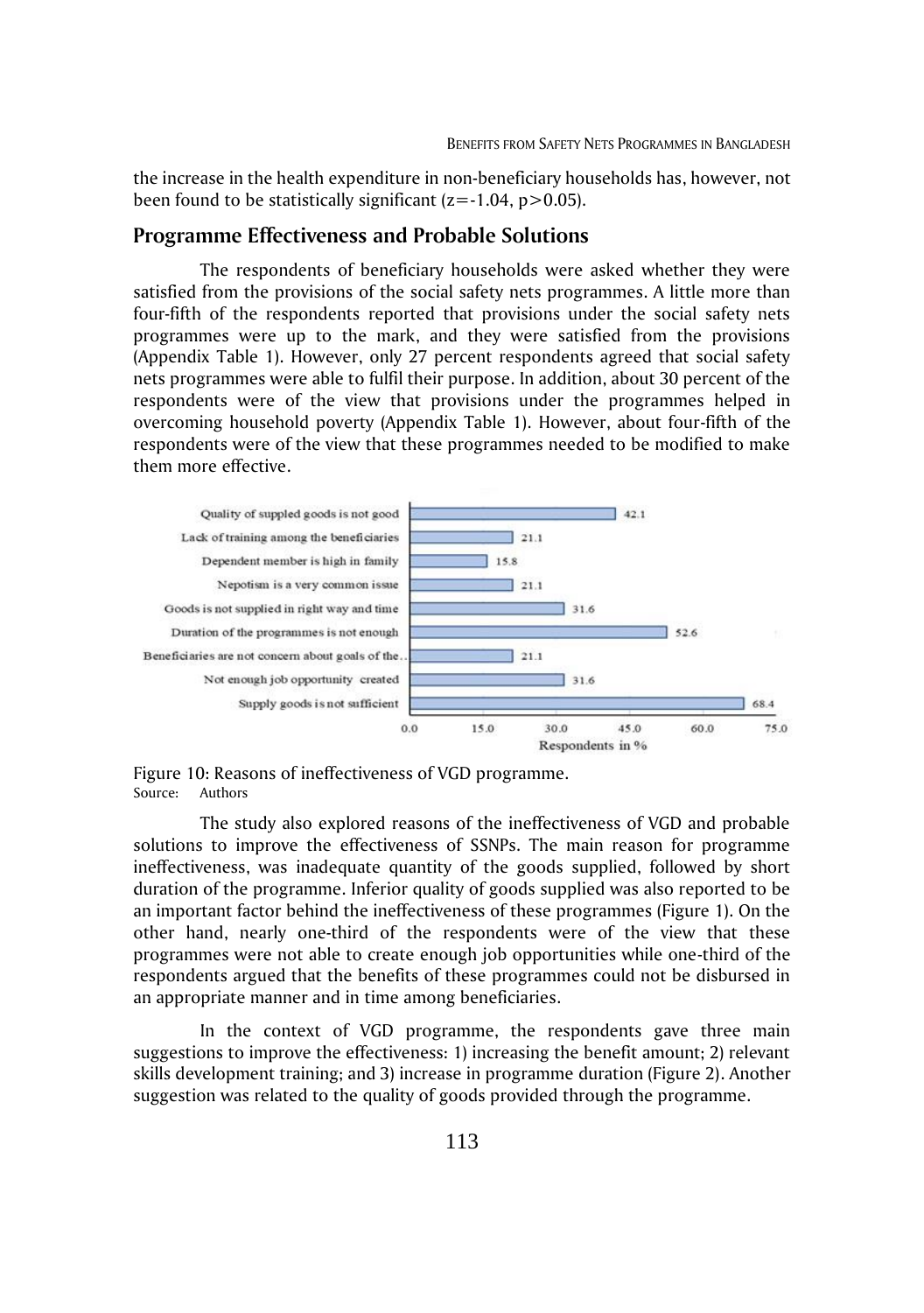the increase in the health expenditure in non-beneficiary households has, however, not been found to be statistically significant ($z=-1.04$, $p>0.05$).

## Programme Effectiveness and Probable Solutions

The respondents of beneficiary households were asked whether they were satisfied from the provisions of the social safety nets programmes. A little more than four-fifth of the respondents reported that provisions under the social safety nets programmes were up to the mark, and they were satisfied from the provisions (Appendix Table 1). However, only 27 percent respondents agreed that social safety nets programmes were able to fulfil their purpose. In addition, about 30 percent of the respondents were of the view that provisions under the programmes helped in overcoming household poverty (Appendix Table 1). However, about four-fifth of the respondents were of the view that these programmes needed to be modified to make them more effective.

| Reason | Respondents in % |
|---|---|
| Quality of suppled goods is not good | 42.1 |
| Lack of training among the beneficiaries | 21.1 |
| Dependent member is high in family | 15.8 |
| Nepotism is a very common issue | 21.1 |
| Goods is not supplied in right way and time | 31.6 |
| Duration of the programmes is not enough | 52.6 |
| Beneficiaries are not concern about goals of the.. | 21.1 |
| Not enough job opportunity created | 31.6 |
| Supply goods is not sufficient | 68.4 |

Figure 10: Reasons of ineffectiveness of VGD programme.
Source: Authors

The study also explored reasons of the ineffectiveness of VGD and probable solutions to improve the effectiveness of SSNPs. The main reason for programme ineffectiveness, was inadequate quantity of the goods supplied, followed by short duration of the programme. Inferior quality of goods supplied was also reported to be an important factor behind the ineffectiveness of these programmes (Figure 1). On the other hand, nearly one-third of the respondents were of the view that these programmes were not able to create enough job opportunities while one-third of the respondents argued that the benefits of these programmes could not be disbursed in an appropriate manner and in time among beneficiaries.

In the context of VGD programme, the respondents gave three main suggestions to improve the effectiveness: 1) increasing the benefit amount; 2) relevant skills development training; and 3) increase in programme duration (Figure 2). Another suggestion was related to the quality of goods provided through the programme.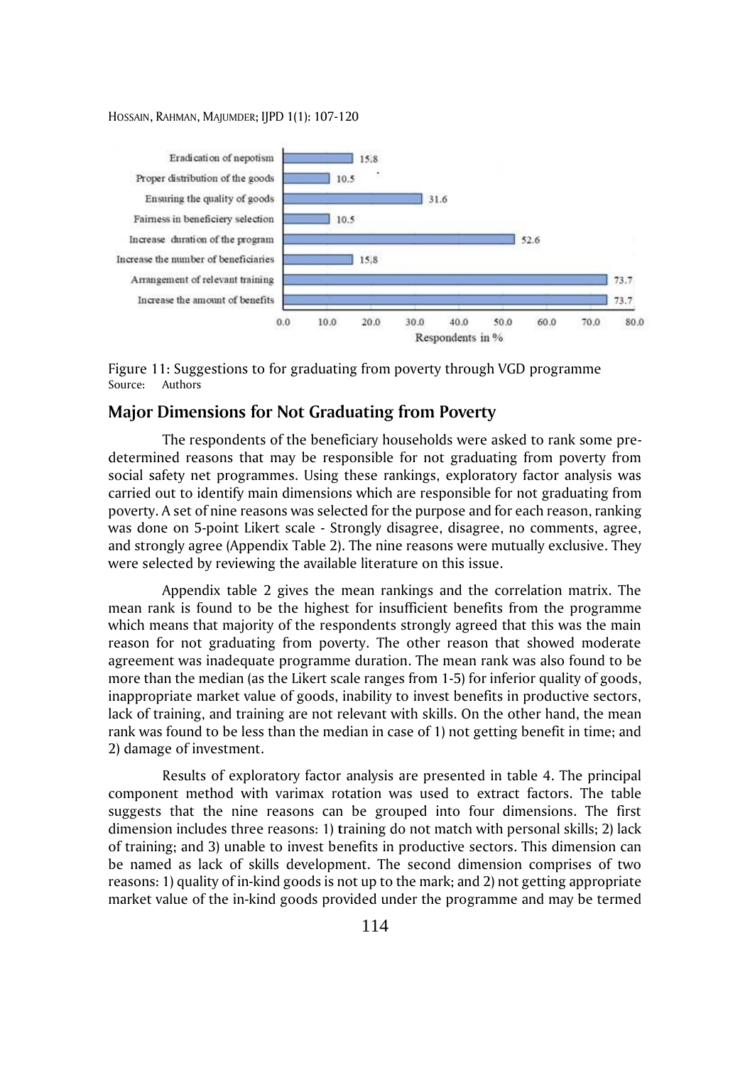| Suggestion | Respondents in % |
|---|---|
| Eradication of nepotism | 15.8 |
| Proper distribution of the goods | 10.5 |
| Ensuring the quality of goods | 31.6 |
| Fairness in beneficiery selection | 10.5 |
| Increase duration of the program | 52.6 |
| Increase the number of beneficiaries | 15.8 |
| Arrangement of relevant training | 73.7 |
| Increase the amount of benefits | 73.7 |

Figure 11: Suggestions to for graduating from poverty through VGD programme
Source: Authors

## Major Dimensions for Not Graduating from Poverty

The respondents of the beneficiary households were asked to rank some pre-determined reasons that may be responsible for not graduating from poverty from social safety net programmes. Using these rankings, exploratory factor analysis was carried out to identify main dimensions which are responsible for not graduating from poverty. A set of nine reasons was selected for the purpose and for each reason, ranking was done on 5-point Likert scale - Strongly disagree, disagree, no comments, agree, and strongly agree (Appendix Table 2). The nine reasons were mutually exclusive. They were selected by reviewing the available literature on this issue.

Appendix table 2 gives the mean rankings and the correlation matrix. The mean rank is found to be the highest for insufficient benefits from the programme which means that majority of the respondents strongly agreed that this was the main reason for not graduating from poverty. The other reason that showed moderate agreement was inadequate programme duration. The mean rank was also found to be more than the median (as the Likert scale ranges from 1-5) for inferior quality of goods, inappropriate market value of goods, inability to invest benefits in productive sectors, lack of training, and training are not relevant with skills. On the other hand, the mean rank was found to be less than the median in case of 1) not getting benefit in time; and 2) damage of investment.

Results of exploratory factor analysis are presented in table 4. The principal component method with varimax rotation was used to extract factors. The table suggests that the nine reasons can be grouped into four dimensions. The first dimension includes three reasons: 1) training do not match with personal skills; 2) lack of training; and 3) unable to invest benefits in productive sectors. This dimension can be named as lack of skills development. The second dimension comprises of two reasons: 1) quality of in-kind goods is not up to the mark; and 2) not getting appropriate market value of the in-kind goods provided under the programme and may be termed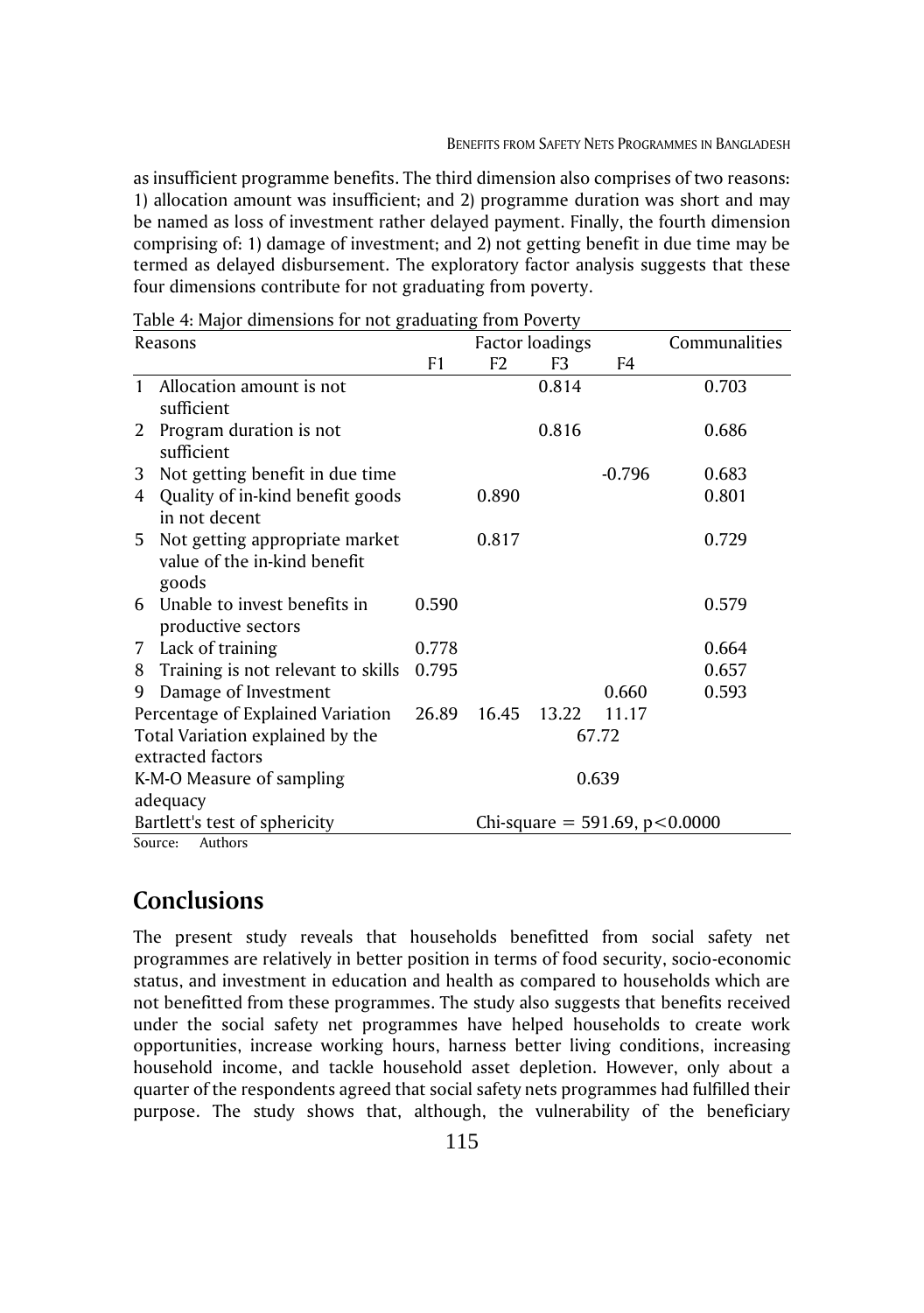as insufficient programme benefits. The third dimension also comprises of two reasons: 1) allocation amount was insufficient; and 2) programme duration was short and may be named as loss of investment rather delayed payment. Finally, the fourth dimension comprising of: 1) damage of investment; and 2) not getting benefit in due time may be termed as delayed disbursement. The exploratory factor analysis suggests that these four dimensions contribute for not graduating from poverty.

Table 4: Major dimensions for not graduating from Poverty

| | Reasons | Factor loadings | | | | Communalities |
|---|---|---|---|---|---|---|
| | | F1 | F2 | F3 | F4 | |
| 1 | Allocation amount is not sufficient | | | 0.814 | | 0.703 |
| 2 | Program duration is not sufficient | | | 0.816 | | 0.686 |
| 3 | Not getting benefit in due time | | | | -0.796 | 0.683 |
| 4 | Quality of in-kind benefit goods in not decent | | 0.890 | | | 0.801 |
| 5 | Not getting appropriate market value of the in-kind benefit goods | | 0.817 | | | 0.729 |
| 6 | Unable to invest benefits in productive sectors | 0.590 | | | | 0.579 |
| 7 | Lack of training | 0.778 | | | | 0.664 |
| 8 | Training is not relevant to skills | 0.795 | | | | 0.657 |
| 9 | Damage of Investment | | | | 0.660 | 0.593 |
| | Percentage of Explained Variation | 26.89 | 16.45 | 13.22 | 11.17 | |
| | Total Variation explained by the extracted factors | 67.72 | | | | |
| | K-M-O Measure of sampling adequacy | 0.639 | | | | |
| | Bartlett's test of sphericity | Chi-square = 591.69, p<0.0000 | | | | |

Source: Authors

## Conclusions

The present study reveals that households benefitted from social safety net programmes are relatively in better position in terms of food security, socio-economic status, and investment in education and health as compared to households which are not benefitted from these programmes. The study also suggests that benefits received under the social safety net programmes have helped households to create work opportunities, increase working hours, harness better living conditions, increasing household income, and tackle household asset depletion. However, only about a quarter of the respondents agreed that social safety nets programmes had fulfilled their purpose. The study shows that, although, the vulnerability of the beneficiary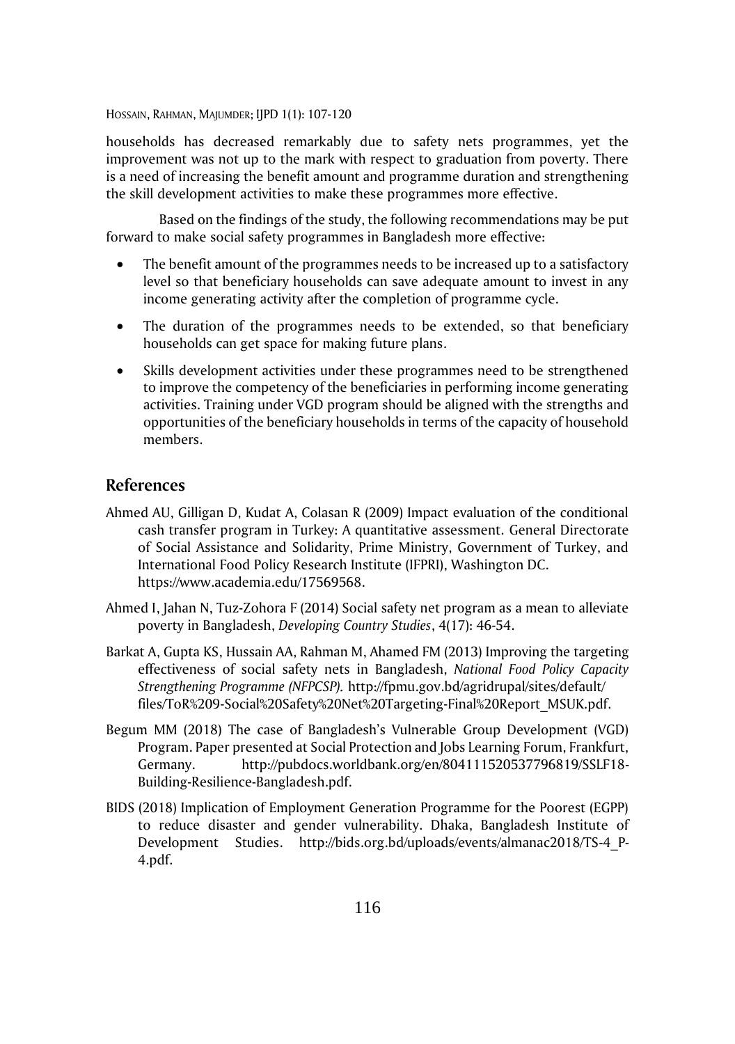households has decreased remarkably due to safety nets programmes, yet the improvement was not up to the mark with respect to graduation from poverty. There is a need of increasing the benefit amount and programme duration and strengthening the skill development activities to make these programmes more effective.

Based on the findings of the study, the following recommendations may be put forward to make social safety programmes in Bangladesh more effective:

- The benefit amount of the programmes needs to be increased up to a satisfactory level so that beneficiary households can save adequate amount to invest in any income generating activity after the completion of programme cycle.
- The duration of the programmes needs to be extended, so that beneficiary households can get space for making future plans.
- Skills development activities under these programmes need to be strengthened to improve the competency of the beneficiaries in performing income generating activities. Training under VGD program should be aligned with the strengths and opportunities of the beneficiary households in terms of the capacity of household members.

## References

Ahmed AU, Gilligan D, Kudat A, Colasan R (2009) Impact evaluation of the conditional cash transfer program in Turkey: A quantitative assessment. General Directorate of Social Assistance and Solidarity, Prime Ministry, Government of Turkey, and International Food Policy Research Institute (IFPRI), Washington DC. https://www.academia.edu/17569568.

Ahmed I, Jahan N, Tuz-Zohora F (2014) Social safety net program as a mean to alleviate poverty in Bangladesh, *Developing Country Studies*, 4(17): 46-54.

Barkat A, Gupta KS, Hussain AA, Rahman M, Ahamed FM (2013) Improving the targeting effectiveness of social safety nets in Bangladesh, *National Food Policy Capacity Strengthening Programme (NFPCSP).* http://fpmu.gov.bd/agridrupal/sites/default/files/ToR%209-Social%20Safety%20Net%20Targeting-Final%20Report_MSUK.pdf.

Begum MM (2018) The case of Bangladesh's Vulnerable Group Development (VGD) Program. Paper presented at Social Protection and Jobs Learning Forum, Frankfurt, Germany. http://pubdocs.worldbank.org/en/804111520537796819/SSLF18-Building-Resilience-Bangladesh.pdf.

BIDS (2018) Implication of Employment Generation Programme for the Poorest (EGPP) to reduce disaster and gender vulnerability. Dhaka, Bangladesh Institute of Development Studies. http://bids.org.bd/uploads/events/almanac2018/TS-4_P-4.pdf.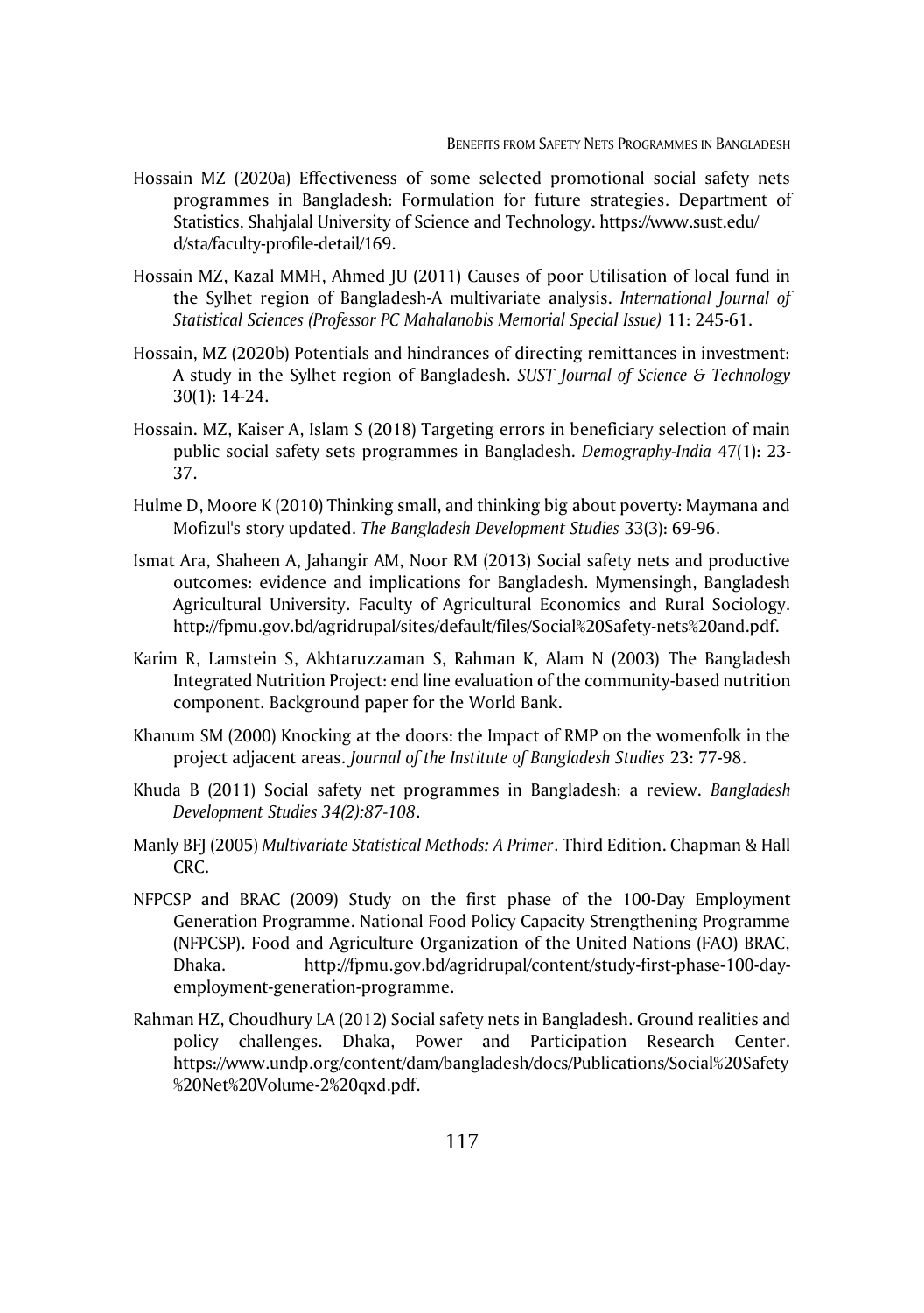Hossain MZ (2020a) Effectiveness of some selected promotional social safety nets programmes in Bangladesh: Formulation for future strategies. Department of Statistics, Shahjalal University of Science and Technology. https://www.sust.edu/d/sta/faculty-profile-detail/169.

Hossain MZ, Kazal MMH, Ahmed JU (2011) Causes of poor Utilisation of local fund in the Sylhet region of Bangladesh-A multivariate analysis. *International Journal of Statistical Sciences (Professor PC Mahalanobis Memorial Special Issue)* 11: 245-61.

Hossain, MZ (2020b) Potentials and hindrances of directing remittances in investment: A study in the Sylhet region of Bangladesh. *SUST Journal of Science & Technology* 30(1): 14-24.

Hossain. MZ, Kaiser A, Islam S (2018) Targeting errors in beneficiary selection of main public social safety sets programmes in Bangladesh. *Demography-India* 47(1): 23-37.

Hulme D, Moore K (2010) Thinking small, and thinking big about poverty: Maymana and Mofizul's story updated. *The Bangladesh Development Studies* 33(3): 69-96.

Ismat Ara, Shaheen A, Jahangir AM, Noor RM (2013) Social safety nets and productive outcomes: evidence and implications for Bangladesh. Mymensingh, Bangladesh Agricultural University. Faculty of Agricultural Economics and Rural Sociology. http://fpmu.gov.bd/agridrupal/sites/default/files/Social%20Safety-nets%20and.pdf.

Karim R, Lamstein S, Akhtaruzzaman S, Rahman K, Alam N (2003) The Bangladesh Integrated Nutrition Project: end line evaluation of the community-based nutrition component. Background paper for the World Bank.

Khanum SM (2000) Knocking at the doors: the Impact of RMP on the womenfolk in the project adjacent areas. *Journal of the Institute of Bangladesh Studies* 23: 77-98.

Khuda B (2011) Social safety net programmes in Bangladesh: a review. *Bangladesh Development Studies 34(2):87-108*.

Manly BFJ (2005) *Multivariate Statistical Methods: A Primer*. Third Edition. Chapman & Hall CRC.

NFPCSP and BRAC (2009) Study on the first phase of the 100-Day Employment Generation Programme. National Food Policy Capacity Strengthening Programme (NFPCSP). Food and Agriculture Organization of the United Nations (FAO) BRAC, Dhaka. http://fpmu.gov.bd/agridrupal/content/study-first-phase-100-day-employment-generation-programme.

Rahman HZ, Choudhury LA (2012) Social safety nets in Bangladesh. Ground realities and policy challenges. Dhaka, Power and Participation Research Center. https://www.undp.org/content/dam/bangladesh/docs/Publications/Social%20Safety%20Net%20Volume-2%20qxd.pdf.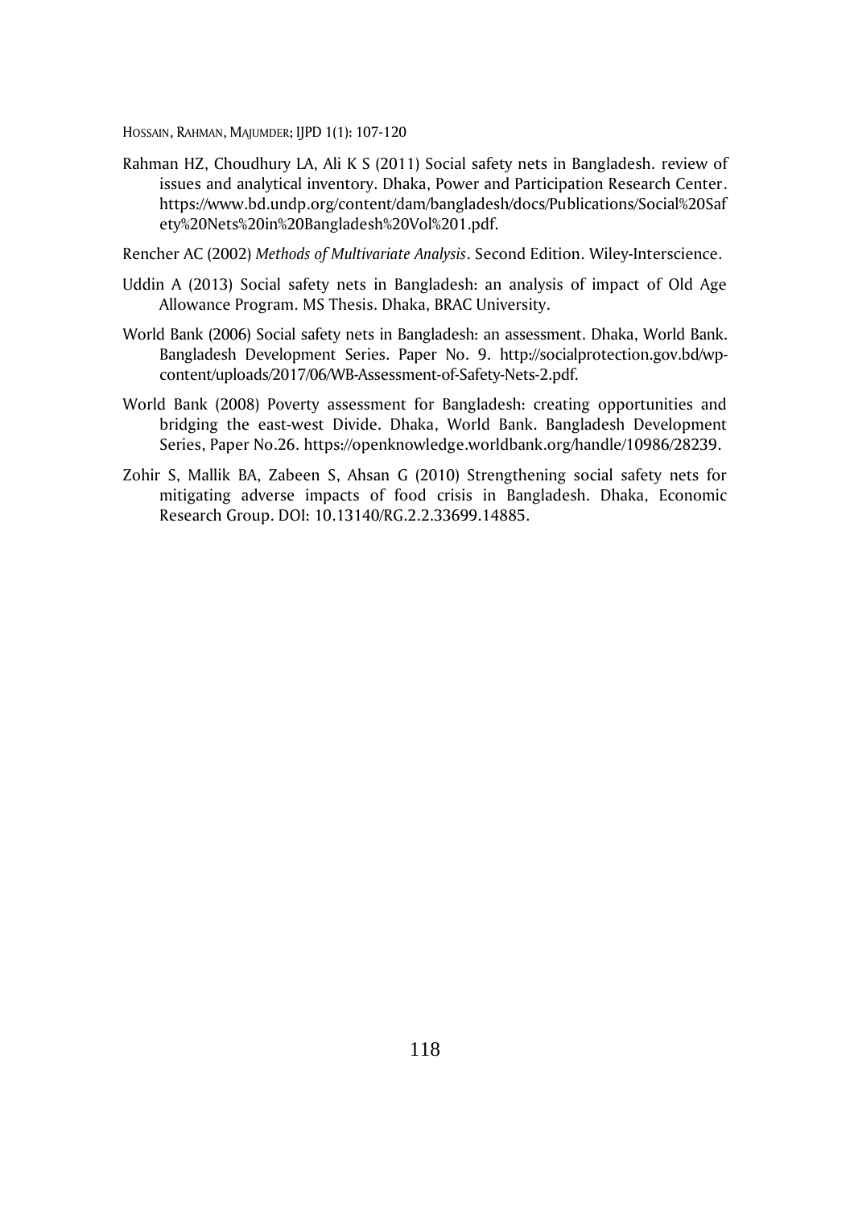Rahman HZ, Choudhury LA, Ali K S (2011) Social safety nets in Bangladesh. review of issues and analytical inventory. Dhaka, Power and Participation Research Center. https://www.bd.undp.org/content/dam/bangladesh/docs/Publications/Social%20Safety%20Nets%20in%20Bangladesh%20Vol%201.pdf.

Rencher AC (2002) *Methods of Multivariate Analysis*. Second Edition. Wiley-Interscience.

Uddin A (2013) Social safety nets in Bangladesh: an analysis of impact of Old Age Allowance Program. MS Thesis. Dhaka, BRAC University.

World Bank (2006) Social safety nets in Bangladesh: an assessment. Dhaka, World Bank. Bangladesh Development Series. Paper No. 9. http://socialprotection.gov.bd/wp-content/uploads/2017/06/WB-Assessment-of-Safety-Nets-2.pdf.

World Bank (2008) Poverty assessment for Bangladesh: creating opportunities and bridging the east-west Divide. Dhaka, World Bank. Bangladesh Development Series, Paper No.26. https://openknowledge.worldbank.org/handle/10986/28239.

Zohir S, Mallik BA, Zabeen S, Ahsan G (2010) Strengthening social safety nets for mitigating adverse impacts of food crisis in Bangladesh. Dhaka, Economic Research Group. DOI: 10.13140/RG.2.2.33699.14885.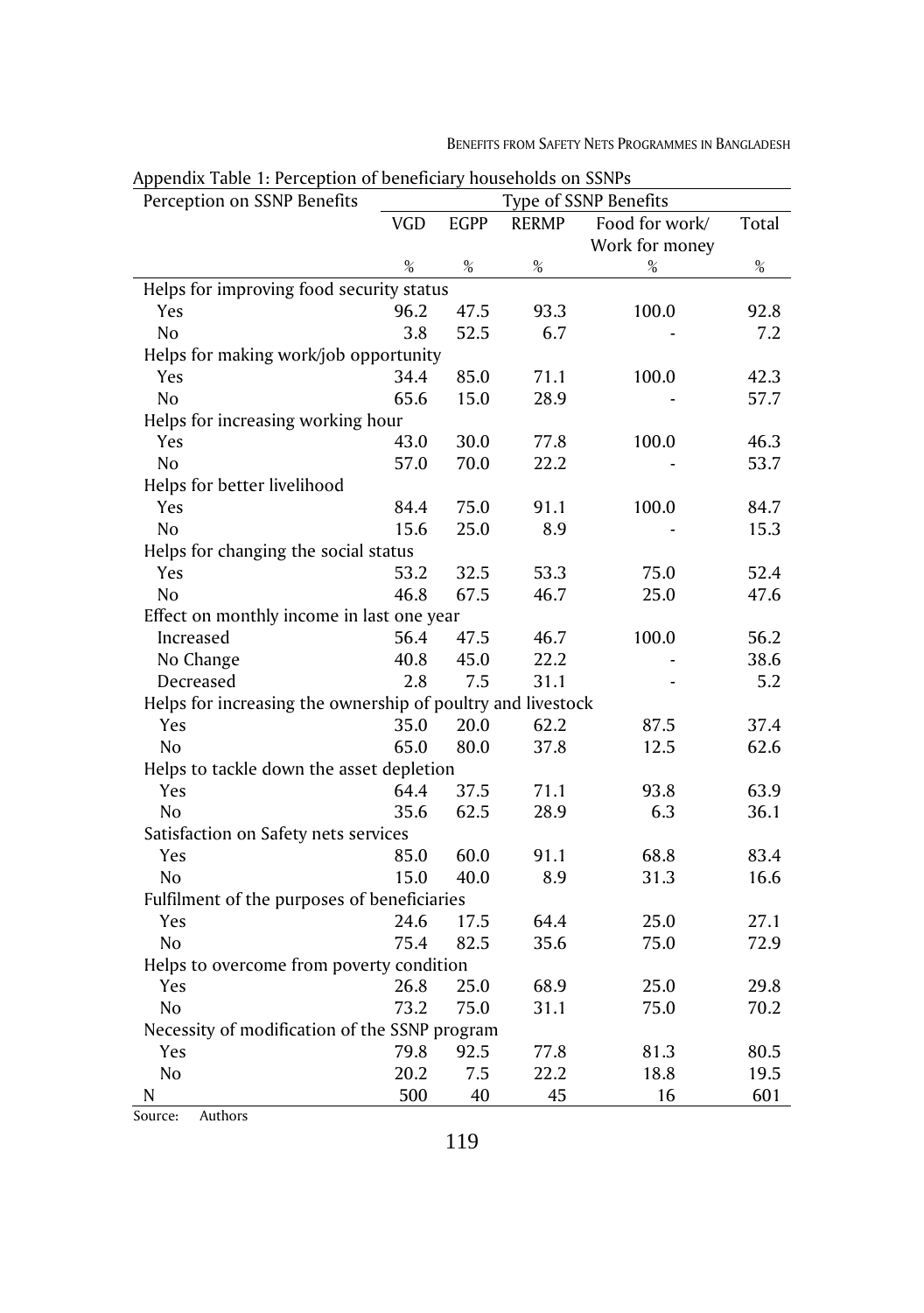Appendix Table 1: Perception of beneficiary households on SSNPs

| Perception on SSNP Benefits | Type of SSNP Benefits | | | | |
|---|---|---|---|---|---|
| | VGD | EGPP | RERMP | Food for work/ Work for money | Total |
| | % | % | % | % | % |
| Helps for improving food security status | | | | | |
| Yes | 96.2 | 47.5 | 93.3 | 100.0 | 92.8 |
| No | 3.8 | 52.5 | 6.7 | - | 7.2 |
| Helps for making work/job opportunity | | | | | |
| Yes | 34.4 | 85.0 | 71.1 | 100.0 | 42.3 |
| No | 65.6 | 15.0 | 28.9 | - | 57.7 |
| Helps for increasing working hour | | | | | |
| Yes | 43.0 | 30.0 | 77.8 | 100.0 | 46.3 |
| No | 57.0 | 70.0 | 22.2 | - | 53.7 |
| Helps for better livelihood | | | | | |
| Yes | 84.4 | 75.0 | 91.1 | 100.0 | 84.7 |
| No | 15.6 | 25.0 | 8.9 | - | 15.3 |
| Helps for changing the social status | | | | | |
| Yes | 53.2 | 32.5 | 53.3 | 75.0 | 52.4 |
| No | 46.8 | 67.5 | 46.7 | 25.0 | 47.6 |
| Effect on monthly income in last one year | | | | | |
| Increased | 56.4 | 47.5 | 46.7 | 100.0 | 56.2 |
| No Change | 40.8 | 45.0 | 22.2 | - | 38.6 |
| Decreased | 2.8 | 7.5 | 31.1 | - | 5.2 |
| Helps for increasing the ownership of poultry and livestock | | | | | |
| Yes | 35.0 | 20.0 | 62.2 | 87.5 | 37.4 |
| No | 65.0 | 80.0 | 37.8 | 12.5 | 62.6 |
| Helps to tackle down the asset depletion | | | | | |
| Yes | 64.4 | 37.5 | 71.1 | 93.8 | 63.9 |
| No | 35.6 | 62.5 | 28.9 | 6.3 | 36.1 |
| Satisfaction on Safety nets services | | | | | |
| Yes | 85.0 | 60.0 | 91.1 | 68.8 | 83.4 |
| No | 15.0 | 40.0 | 8.9 | 31.3 | 16.6 |
| Fulfilment of the purposes of beneficiaries | | | | | |
| Yes | 24.6 | 17.5 | 64.4 | 25.0 | 27.1 |
| No | 75.4 | 82.5 | 35.6 | 75.0 | 72.9 |
| Helps to overcome from poverty condition | | | | | |
| Yes | 26.8 | 25.0 | 68.9 | 25.0 | 29.8 |
| No | 73.2 | 75.0 | 31.1 | 75.0 | 70.2 |
| Necessity of modification of the SSNP program | | | | | |
| Yes | 79.8 | 92.5 | 77.8 | 81.3 | 80.5 |
| No | 20.2 | 7.5 | 22.2 | 18.8 | 19.5 |
| N | 500 | 40 | 45 | 16 | 601 |

Source: Authors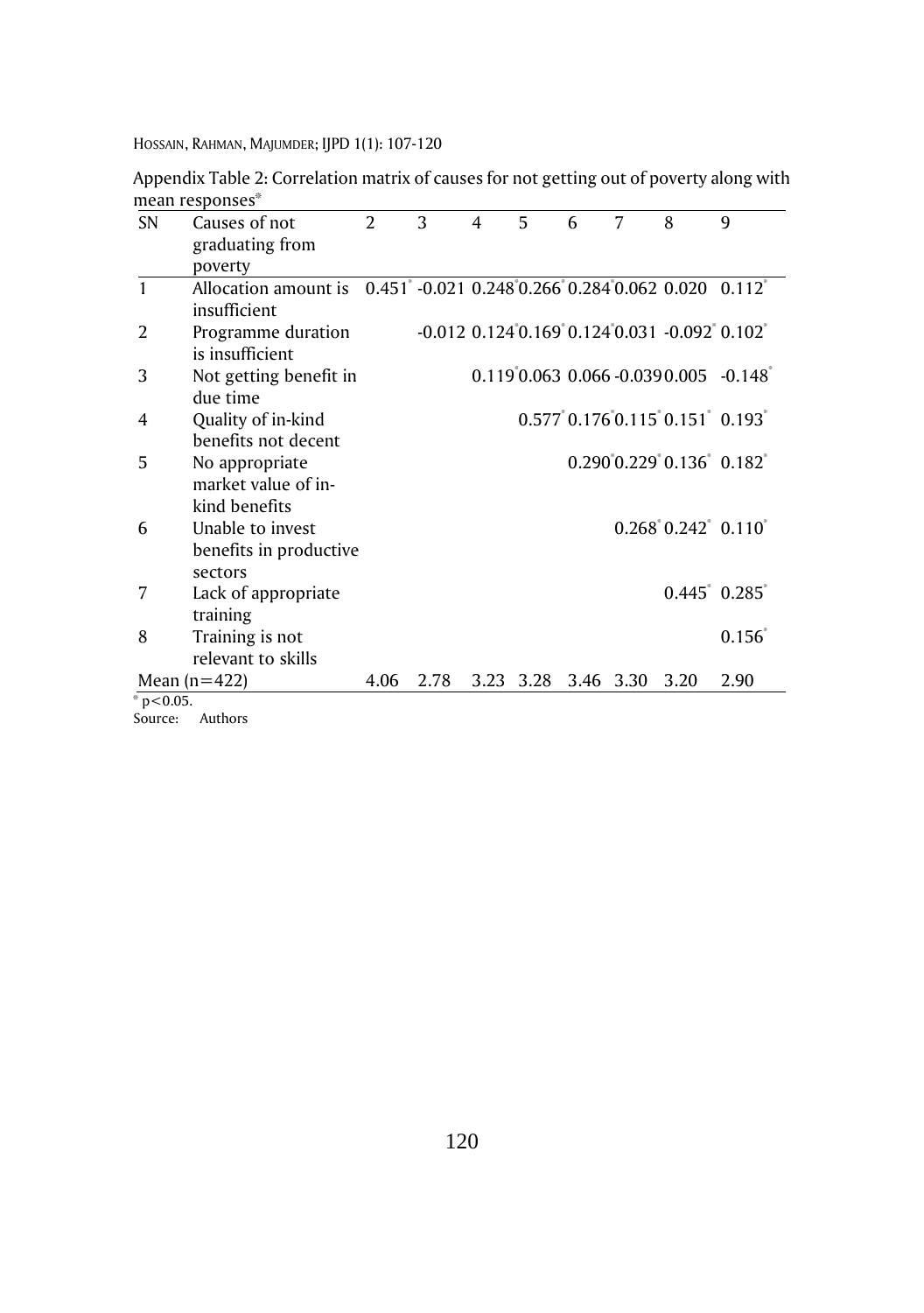Appendix Table 2: Correlation matrix of causes for not getting out of poverty along with mean responses*

| SN | Causes of not graduating from poverty | 2 | 3 | 4 | 5 | 6 | 7 | 8 | 9 |
|---|---|---|---|---|---|---|---|---|---|
| 1 | Allocation amount is insufficient | 0.451* | -0.021 | 0.248* | 0.266* | 0.284* | 0.062 | 0.020 | 0.112* |
| 2 | Programme duration is insufficient | | -0.012 | 0.124* | 0.169* | 0.124* | 0.031 | -0.092* | 0.102* |
| 3 | Not getting benefit in due time | | | 0.119* | 0.063 | 0.066 | -0.039 | 0.005 | -0.148* |
| 4 | Quality of in-kind benefits not decent | | | | 0.577* | 0.176* | 0.115* | 0.151* | 0.193* |
| 5 | No appropriate market value of in-kind benefits | | | | | 0.290* | 0.229* | 0.136* | 0.182* |
| 6 | Unable to invest benefits in productive sectors | | | | | | 0.268* | 0.242* | 0.110* |
| 7 | Lack of appropriate training | | | | | | | 0.445* | 0.285* |
| 8 | Training is not relevant to skills | | | | | | | | 0.156* |
| Mean (n=422) | | 4.06 | 2.78 | 3.23 | 3.28 | 3.46 | 3.30 | 3.20 | 2.90 |

\* $p<0.05$.

Source: Authors